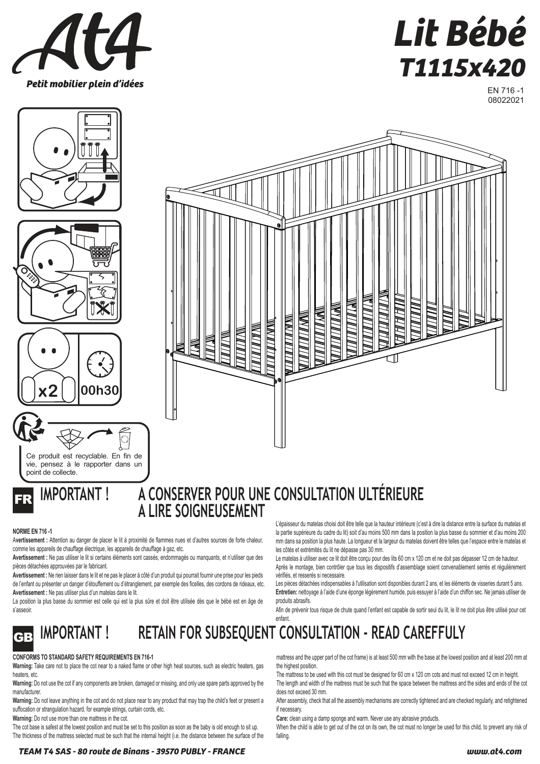# At4

*Petit mobilier plein d'idées*

# Lit Bébé
## T1115x420

EN 716 -1
08022021

x2 00h30

Ce produit est recyclable. En fin de vie, pensez à le rapporter dans un point de collecte.

## FR IMPORTANT ! A CONSERVER POUR UNE CONSULTATION ULTÉRIEURE A LIRE SOIGNEUSEMENT

**NORME EN 716 -1**

A**vertissement :** Attention au danger de placer le lit à proximité de flammes nues et d'autres sources de forte chaleur, comme les appareils de chauffage électrique, les appareils de chauffage à gaz, etc.

**Avertissement :** Ne pas utiliser le lit si certains éléments sont cassés, endommagés ou manquants, et n'utiliser que des pièces détachées approuvées par le fabricant.

**Avertissement :** Ne rien laisser dans le lit et ne pas le placer à côté d'un produit qui pourrait fournir une prise pour les pieds de l'enfant ou présenter un danger d'étouffement ou d'étranglement, par exemple des ficelles, des cordons de rideaux, etc.

**Avertissement :** Ne pas utiliser plus d'un matelas dans le lit.

La position la plus basse du sommier est celle qui est la plus sûre et doit être utilisée dès que le bébé est en âge de s'asseoir.

L'épaisseur du matelas choisi doit être telle que la hauteur intérieure (c'est à dire la distance entre la surface du matelas et la partie supérieure du cadre du lit) soit d'au moins 500 mm dans la position la plus basse du sommier et d'au moins 200 mm dans sa position la plus haute. La longueur et la largeur du matelas doivent être telles que l'espace entre le matelas et les côtés et extrémités du lit ne dépasse pas 30 mm.

Le matelas à utiliser avec ce lit doit être conçu pour des lits 60 cm x 120 cm et ne doit pas dépasser 12 cm de hauteur.

Après le montage, bien contrôler que tous les dispositifs d'assemblage soient convenablement serrés et régulièrement vérifiés, et resserés si necessaire.

Les pièces détachées indispensables à l'utilisation sont disponibles durant 2 ans, et les éléments de visseries durant 5 ans.

**Entretien:** nettoyage à l'aide d'une éponge légèrement humide, puis essuyer à l'aide d'un chiffon sec. Ne jamais utiliser de produits abrasifs.

Afin de prévenir tous risque de chute quand l'enfant est capable de sortir seul du lit, le lit ne doit plus être utilisé pour cet enfant.

## GB IMPORTANT ! RETAIN FOR SUBSEQUENT CONSULTATION - READ CAREFFULY

**CONFORMS TO STANDARD SAFETY REQUIREMENTS EN 716-1**

**Warning:** Take care not to place the cot near to a naked flame or other high heat sources, such as electric heaters, gas heaters, etc.

**Warning:** Do not use the cot if any components are broken, damaged or missing, and only use spare parts approved by the manufacturer.

**Warning:** Do not leave anything in the cot and do not place near to any product that may trap the child's feet or present a suffocation or strangulation hazard, for example strings, curtain cords, etc.

**Warning:** Do not use more than one mattress in the cot.

The cot base is safest at the lowest position and must be set to this position as soon as the baby is old enough to sit up.

The thickness of the mattress selected must be such that the internal height (i.e. the distance between the surface of the mattress and the upper part of the cot frame) is at least 500 mm with the base at the lowest position and at least 200 mm at the highest position.

The mattress to be used with this cot must be designed for 60 cm x 120 cm cots and must not exceed 12 cm in height.

The length and width of the mattress must be such that the space between the mattress and the sides and ends of the cot does not exceed 30 mm.

After assembly, check that all the assembly mechanisms are correctly tightened and are checked regularly, and retightened if necessary.

**Care:** clean using a damp sponge and warm. Never use any abrasive products.

When the child is able to get out of the cot on its own, the cot must no longer be used for this child, to prevent any risk of falling.

*TEAM T4 SAS - 80 route de Binans - 39570 PUBLY - FRANCE*

*www.at4.com*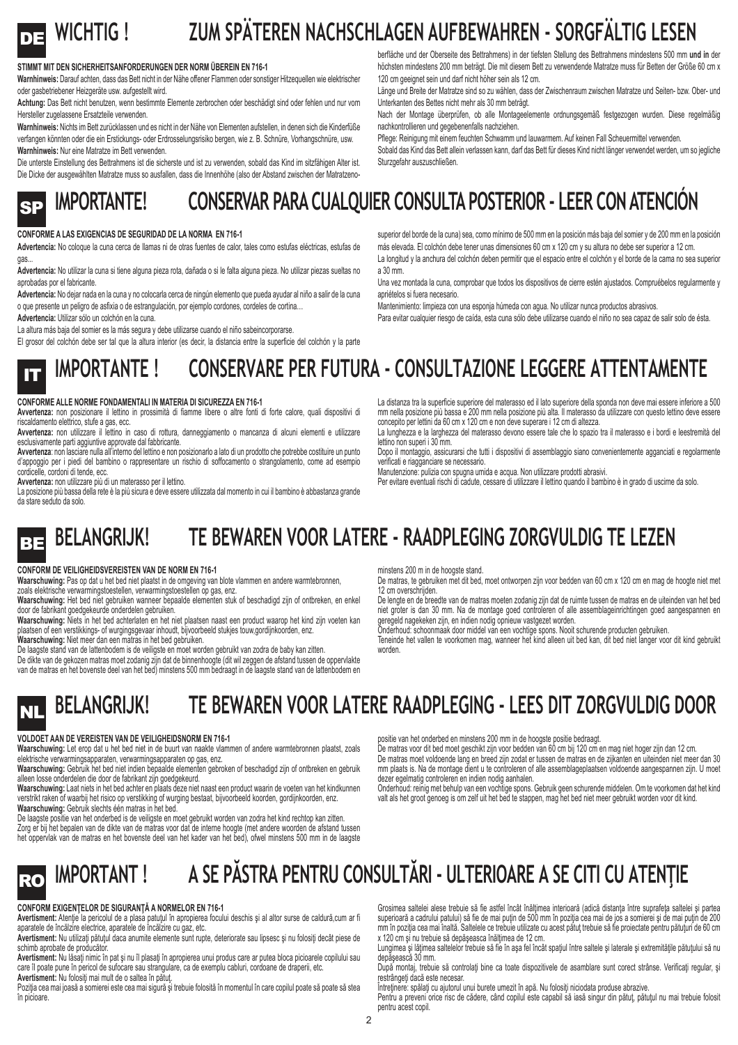# DE WICHTIG ! ZUM SPÄTEREN NACHSCHLAGEN AUFBEWAHREN - SORGFÄLTIG LESEN

**STIMMT MIT DEN SICHERHEITSANFORDERUNGEN DER NORM ÜBEREIN EN 716-1**

**Warnhinweis:** Darauf achten, dass das Bett nicht in der Nähe offener Flammen oder sonstiger Hitzequellen wie elektrischer oder gasbetriebener Heizgeräte usw. aufgestellt wird.

**Achtung:** Das Bett nicht benutzen, wenn bestimmte Elemente zerbrochen oder beschädigt sind oder fehlen und nur vom Hersteller zugelassene Ersatzteile verwenden.

**Warnhinweis:** Nichts im Bett zurücklassen und es nicht in der Nähe von Elementen aufstellen, in denen sich die Kinderfüße verfangen könnten oder die ein Erstickungs- oder Erdrosselungsrisiko bergen, wie z. B. Schnüre, Vorhangschnüre, usw.

**Warnhinweis:** Nur eine Matratze im Bett verwenden.

Die unterste Einstellung des Bettrahmens ist die sicherste und ist zu verwenden, sobald das Kind im sitzfähigen Alter ist.

Die Dicke der ausgewählten Matratze muss so ausfallen, dass die Innenhöhe (also der Abstand zwischen der Matratzenoberfläche und der Oberseite des Bettrahmens) in der tiefsten Stellung des Bettrahmens mindestens 500 mm **und in** der höchsten mindestens 200 mm beträgt. Die mit diesem Bett zu verwendende Matratze muss für Betten der Größe 60 cm x 120 cm geeignet sein und darf nicht höher sein als 12 cm.

Länge und Breite der Matratze sind so zu wählen, dass der Zwischenraum zwischen Matratze und Seiten- bzw. Ober- und Unterkanten des Bettes nicht mehr als 30 mm beträgt.

Nach der Montage überprüfen, ob alle Montageelemente ordnungsgemäß festgezogen wurden. Diese regelmäßig nachkontrollieren und gegebenenfalls nachziehen.

Pflege: Reinigung mit einem feuchten Schwamm und lauwarmem. Auf keinen Fall Scheuermittel verwenden.

Sobald das Kind das Bett allein verlassen kann, darf das Bett für dieses Kind nicht länger verwendet werden, um so jegliche Sturzgefahr auszuschließen.

# SP IMPORTANTE! CONSERVAR PARA CUALQUIER CONSULTA POSTERIOR - LEER CON ATENCIÓN

**CONFORME A LAS EXIGENCIAS DE SEGURIDAD DE LA NORMA EN 716-1**

**Advertencia:** No coloque la cuna cerca de llamas ni de otras fuentes de calor, tales como estufas eléctricas, estufas de gas...

**Advertencia:** No utilizar la cuna si tiene alguna pieza rota, dañada o si le falta alguna pieza. No utilizar piezas sueltas no aprobadas por el fabricante.

**Advertencia:** No dejar nada en la cuna y no colocarla cerca de ningún elemento que pueda ayudar al niño a salir de la cuna o que presente un peligro de asfixia o de estrangulación, por ejemplo cordones, cordeles de cortina…

**Advertencia:** Utilizar sólo un colchón en la cuna.

La altura más baja del somier es la más segura y debe utilizarse cuando el niño sabeincorporarse.

El grosor del colchón debe ser tal que la altura interior (es decir, la distancia entre la superficie del colchón y la parte superior del borde de la cuna) sea, como mínimo de 500 mm en la posición más baja del somier y de 200 mm en la posición más elevada. El colchón debe tener unas dimensiones 60 cm x 120 cm y su altura no debe ser superior a 12 cm.

La longitud y la anchura del colchón deben permitir que el espacio entre el colchón y el borde de la cama no sea superior a 30 mm.

Una vez montada la cuna, comprobar que todos los dispositivos de cierre estén ajustados. Compruébelos regularmente y apriételos si fuera necesario.

Mantenimiento: limpieza con una esponja húmeda con agua. No utilizar nunca productos abrasivos.

Para evitar cualquier riesgo de caída, esta cuna sólo debe utilizarse cuando el niño no sea capaz de salir solo de ésta.

# IT IMPORTANTE ! CONSERVARE PER FUTURA - CONSULTAZIONE LEGGERE ATTENTAMENTE

**CONFORME ALLE NORME FONDAMENTALI IN MATERIA DI SICUREZZA EN 716-1**

**Avvertenza:** non posizionare il lettino in prossimità di fiamme libere o altre fonti di forte calore, quali dispositivi di riscaldamento elettrico, stufe a gas, ecc.

**Avvertenza:** non utilizzare il lettino in caso di rottura, danneggiamento o mancanza di alcuni elementi e utilizzare esclusivamente parti aggiuntive approvate dal fabbricante.

**Avvertenza**: non lasciare nulla all'interno del lettino e non posizionarlo a lato di un prodotto che potrebbe costituire un punto d'appoggio per i piedi del bambino o rappresentare un rischio di soffocamento o strangolamento, come ad esempio cordicelle, cordoni di tende, ecc.

**Avvertenza:** non utilizzare più di un materasso per il lettino.

La posizione più bassa della rete è la più sicura e deve essere utilizzata dal momento in cui il bambino è abbastanza grande da stare seduto da solo.

La distanza tra la superficie superiore del materasso ed il lato superiore della sponda non deve mai essere inferiore a 500 mm nella posizione più bassa e 200 mm nella posizione più alta. Il materasso da utilizzare con questo lettino deve essere concepito per lettini da 60 cm x 120 cm e non deve superare i 12 cm di altezza.

La lunghezza e la larghezza del materasso devono essere tale che lo spazio tra il materasso e i bordi e leestremità del lettino non superi i 30 mm.

Dopo il montaggio, assicurarsi che tutti i dispositivi di assemblaggio siano convenientemente agganciati e regolarmente verificati e riagganciare se necessario.

Manutenzione: pulizia con spugna umida e acqua. Non utilizzare prodotti abrasivi.

Per evitare eventuali rischi di cadute, cessare di utilizzare il lettino quando il bambino è in grado di uscirne da solo.

# BE BELANGRIJK! TE BEWAREN VOOR LATERE - RAADPLEGING ZORGVULDIG TE LEZEN

**CONFORM DE VEILIGHEIDSVEREISTEN VAN DE NORM EN 716-1**

**Waarschuwing:** Pas op dat u het bed niet plaatst in de omgeving van blote vlammen en andere warmtebronnen, zoals elektrische verwarmingstoestellen, verwarmingstoestellen op gas, enz.

**Waarschuwing:** Het bed niet gebruiken wanneer bepaalde elementen stuk of beschadigd zijn of ontbreken, en enkel door de fabrikant goedgekeurde onderdelen gebruiken.

**Waarschuwing:** Niets in het bed achterlaten en het niet plaatsen naast een product waarop het kind zijn voeten kan plaatsen of een verstikkings- of wurgingsgevaar inhoudt, bijvoorbeeld stukjes touw,gordijnkoorden, enz.

**Waarschuwing:** Niet meer dan een matras in het bed gebruiken.

De laagste stand van de lattenbodem is de veiligste en moet worden gebruikt van zodra de baby kan zitten.

De dikte van de gekozen matras moet zodanig zijn dat de binnenhoogte (dit wil zeggen de afstand tussen de oppervlakte van de matras en het bovenste deel van het bed) minstens 500 mm bedraagt in de laagste stand van de lattenbodem en minstens 200 mm in de hoogste stand.

De matras, te gebruiken met dit bed, moet ontworpen zijn voor bedden van 60 cm x 120 cm en mag de hoogte niet met 12 cm overschrijden.

De lengte en de breedte van de matras moeten zodanig zijn dat de ruimte tussen de matras en de uiteinden van het bed niet groter is dan 30 mm. Na de montage goed controleren of alle assemblageinrichtingen goed aangespannen en geregeld nagekeken zijn, en indien nodig opnieuw vastgezet worden.

Onderhoud: schoonmaak door middel van een vochtige spons. Nooit schurende producten gebruiken.

Teneinde het vallen te voorkomen mag, wanneer het kind alleen uit bed kan, dit bed niet langer voor dit kind gebruikt worden.

# NL BELANGRIJK! TE BEWAREN VOOR LATERE RAADPLEGING - LEES DIT ZORGVULDIG DOOR

**VOLDOET AAN DE VEREISTEN VAN DE VEILIGHEIDSNORM EN 716-1**

**Waarschuwing:** Let erop dat u het bed niet in de buurt van naakte vlammen of andere warmtebronnen plaatst, zoals elektrische verwarmingsapparaten, verwarmingsapparaten op gas, enz.

**Waarschuwing:** Gebruik het bed niet indien bepaalde elementen gebroken of beschadigd zijn of ontbreken en gebruik alleen losse onderdelen die door de fabrikant zijn goedgekeurd.

**Waarschuwing:** Laat niets in het bed achter en plaats deze niet naast een product waarin de voeten van het kindkunnen verstrikt raken of waarbij het risico op verstikking of wurging bestaat, bijvoorbeeld koorden, gordijnkoorden, enz.

**Waarschuwing:** Gebruik slechts één matras in het bed.

De laagste positie van het onderbed is de veiligste en moet gebruikt worden van zodra het kind rechtop kan zitten.

Zorg er bij het bepalen van de dikte van de matras voor dat de interne hoogte (met andere woorden de afstand tussen het oppervlak van de matras en het bovenste deel van het kader van het bed), ofwel minstens 500 mm in de laagste positie van het onderbed en minstens 200 mm in de hoogste positie bedraagt.

De matras voor dit bed moet geschikt zijn voor bedden van 60 cm bij 120 cm en mag niet hoger zijn dan 12 cm.

De matras moet voldoende lang en breed zijn zodat er tussen de matras en de zijkanten en uiteinden niet meer dan 30 mm plaats is. Na de montage dient u te controleren of alle assemblageplaatsen voldoende aangespannen zijn. U moet dezer egelmatig controleren en indien nodig aanhalen.

Onderhoud: reinig met behulp van een vochtige spons. Gebruik geen schurende middelen. Om te voorkomen dat het kind valt als het groot genoeg is om zelf uit het bed te stappen, mag het bed niet meer gebruikt worden voor dit kind.

# RO IMPORTANT ! A SE PĂSTRA PENTRU CONSULTĂRI - ULTERIOARE A SE CITI CU ATENŢIE

**CONFORM EXIGENŢELOR DE SIGURANŢĂ A NORMELOR EN 716-1**

**Avertisment:** Atenţie la pericolul de a plasa pătuţul în apropierea focului deschis şi al altor surse de căldură,cum ar fi aparatele de încălzire electrice, aparatele de încălzire cu gaz, etc.

**Avertisment:** Nu utilizaţi pătuţul daca anumite elemente sunt rupte, deteriorate sau lipsesc şi nu folosiţi decât piese de schimb aprobate de producător.

**Avertisment:** Nu lăsaţi nimic în pat şi nu îl plasaţi în apropierea unui produs care ar putea bloca picioarele copilului sau care îl poate pune în pericol de sufocare sau strangulare, ca de exemplu cabluri, cordoane de draperii, etc.

**Avertisment:** Nu folosiţi mai mult de o saltea în pătuţ.

Poziţia cea mai joasă a somierei este cea mai sigură şi trebuie folosită în momentul în care copilul poate să poate să stea în picioare.

Grosimea saltelei alese trebuie să fie astfel încât înălţimea interioară (adică distanţa între suprafaţa saltelei şi partea superioară a cadrului patului) să fie de mai puţin de 500 mm în poziţia cea mai de jos a somierei şi de mai puţin de 200 mm în poziţia cea mai înaltă. Saltelele ce trebuie utilizate cu acest pătuţ trebuie să fie proiectate pentru pătuţuri de 60 cm x 120 cm şi nu trebuie să depăşească înălţimea de 12 cm.

Lungimea şi lăţimea saltelelor trebuie să fie în aşa fel încât spaţiul între saltele şi laterale şi extremităţile pătuţului să nu depăşească 30 mm.

După montaj, trebuie să controlaţi bine ca toate dispozitivele de asamblare sunt corect strânse. Verificaţi regular, şi restrângeţi dacă este necesar.

Întreţinere: spălaţi cu ajutorul unui burete umezit în apă. Nu folosiţi niciodata produse abrazive.

Pentru a preveni orice risc de cădere, când copilul este capabil să iasă singur din pătuţ, pătuţul nu mai trebuie folosit pentru acest copil.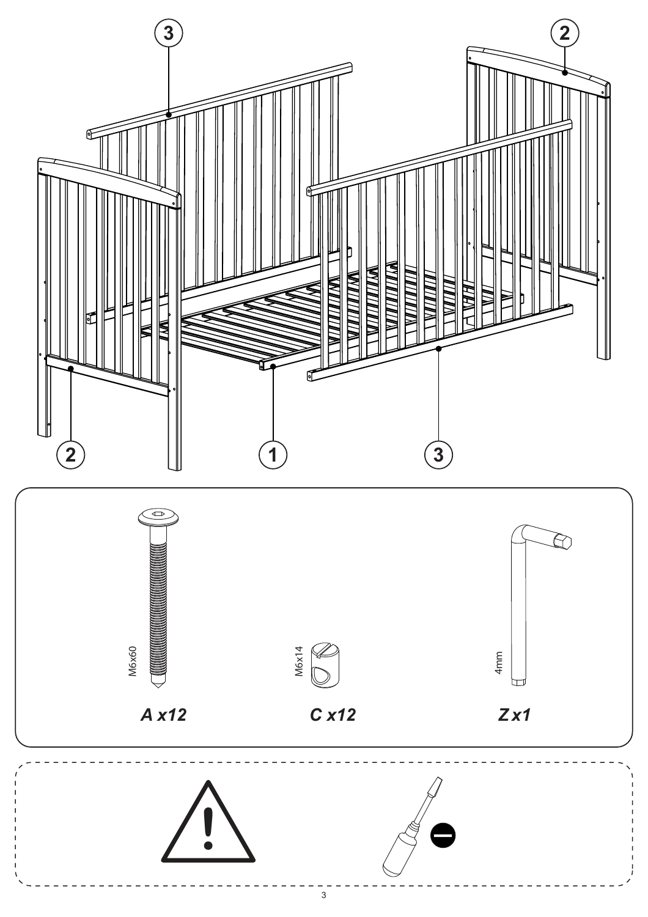3

2

2

1

3

M6x60

**A x12**

M6x14

**C x12**

4mm

**Z x1**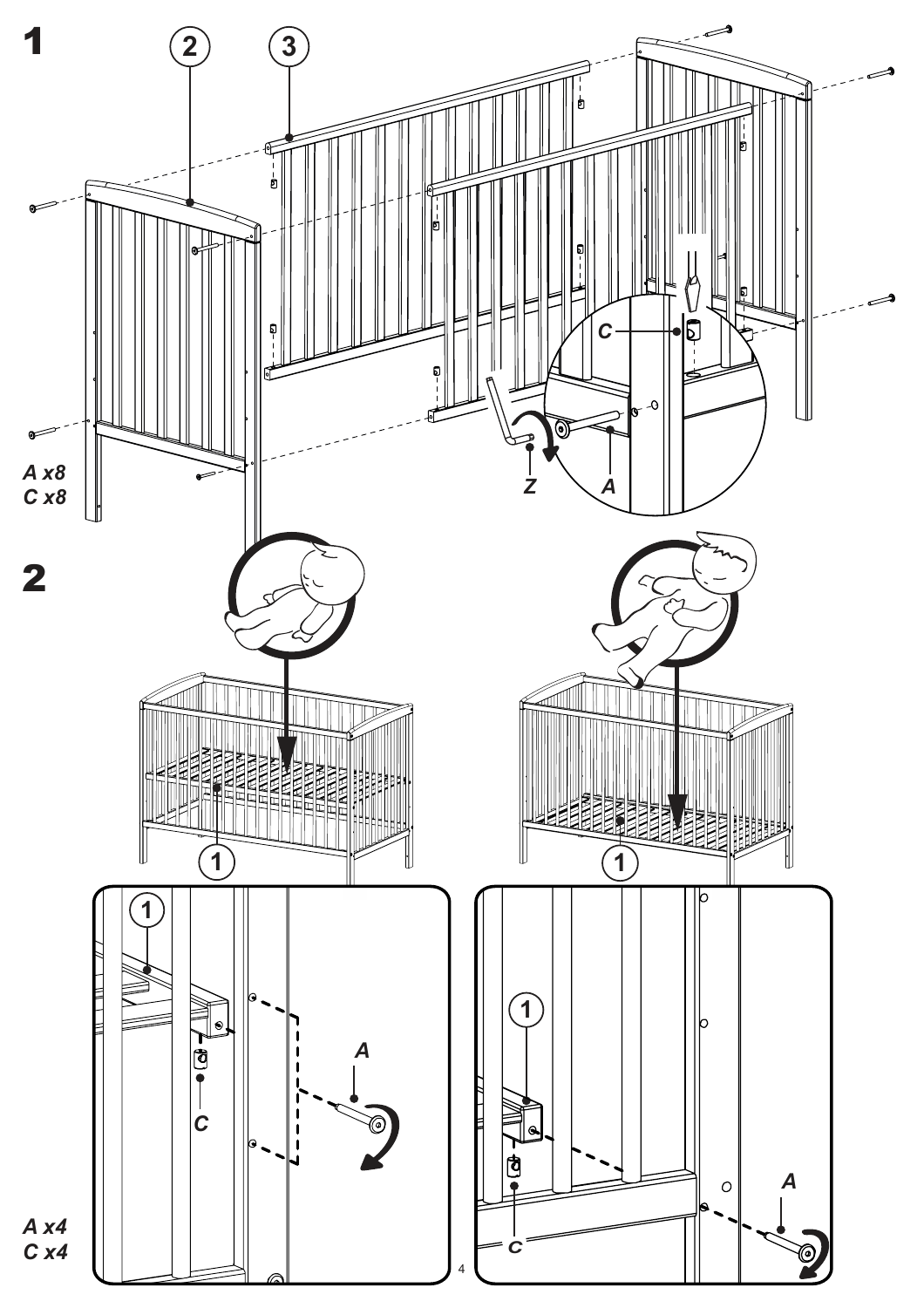**1**

A x8
C x8

**2**

A x4
C x4